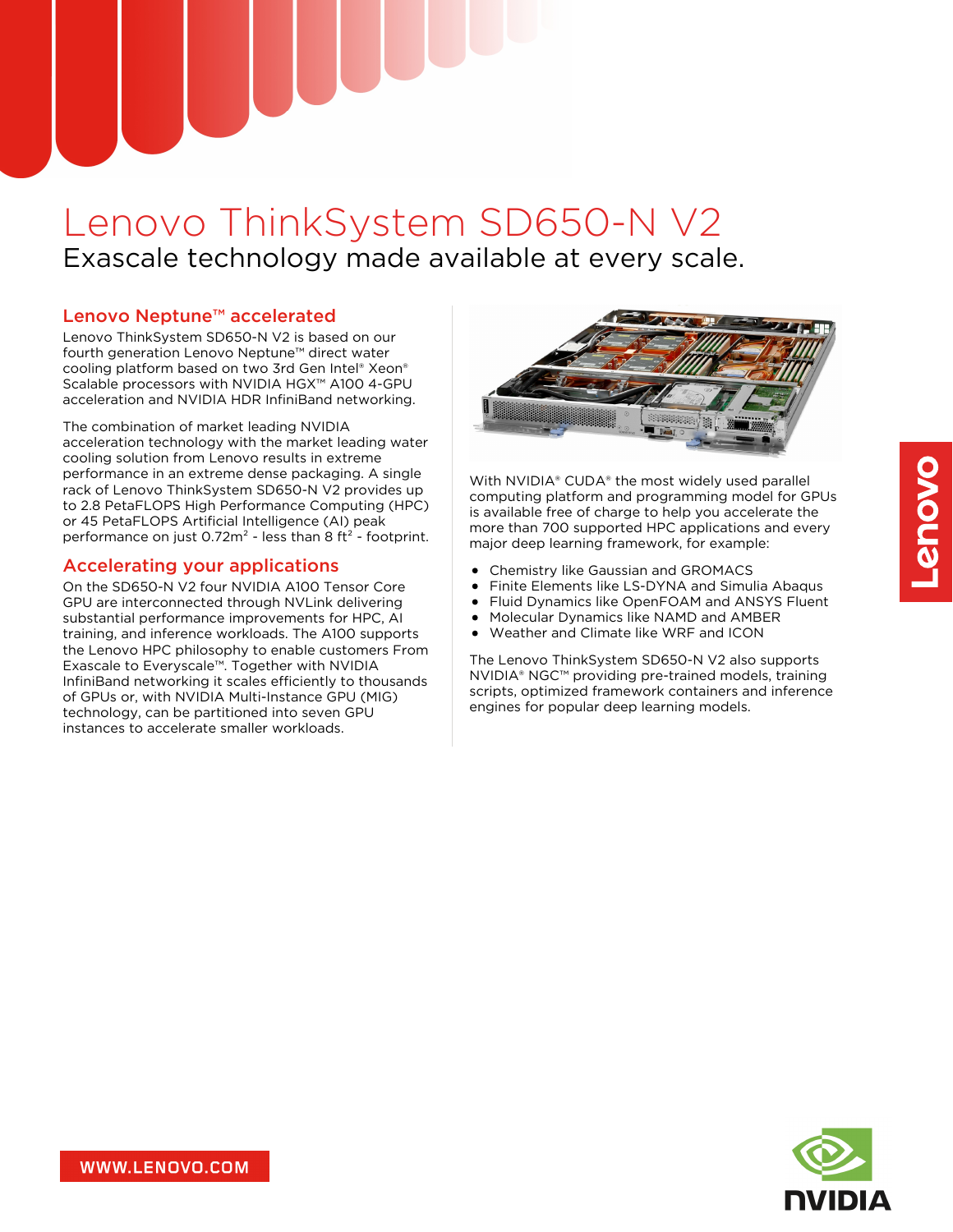# Lenovo ThinkSystem SD650-N V2

Exascale technology made available at every scale.

## Lenovo Neptune™ accelerated

Lenovo ThinkSystem SD650-N V2 is based on our fourth generation Lenovo Neptune™ direct water cooling platform based on two 3rd Gen Intel® Xeon® Scalable processors with NVIDIA HGX™ A100 4-GPU acceleration and NVIDIA HDR InfiniBand networking.

The combination of market leading NVIDIA acceleration technology with the market leading water cooling solution from Lenovo results in extreme performance in an extreme dense packaging. A single rack of Lenovo ThinkSystem SD650-N V2 provides up to 2.8 PetaFLOPS High Performance Computing (HPC) or 45 PetaFLOPS Artificial Intelligence (AI) peak performance on just $0.72m^2$ - less than 8 $ft^2$ - footprint.

## Accelerating your applications

On the SD650-N V2 four NVIDIA A100 Tensor Core GPU are interconnected through NVLink delivering substantial performance improvements for HPC, AI training, and inference workloads. The A100 supports the Lenovo HPC philosophy to enable customers From Exascale to Everyscale™. Together with NVIDIA InfiniBand networking it scales efficiently to thousands of GPUs or, with NVIDIA Multi-Instance GPU (MIG) technology, can be partitioned into seven GPU instances to accelerate smaller workloads.

With NVIDIA® CUDA® the most widely used parallel computing platform and programming model for GPUs is available free of charge to help you accelerate the more than 700 supported HPC applications and every major deep learning framework, for example:

- Chemistry like Gaussian and GROMACS
- Finite Elements like LS-DYNA and Simulia Abaqus
- Fluid Dynamics like OpenFOAM and ANSYS Fluent
- Molecular Dynamics like NAMD and AMBER
- Weather and Climate like WRF and ICON

The Lenovo ThinkSystem SD650-N V2 also supports NVIDIA® NGC™ providing pre-trained models, training scripts, optimized framework containers and inference engines for popular deep learning models.

WWW.LENOVO.COM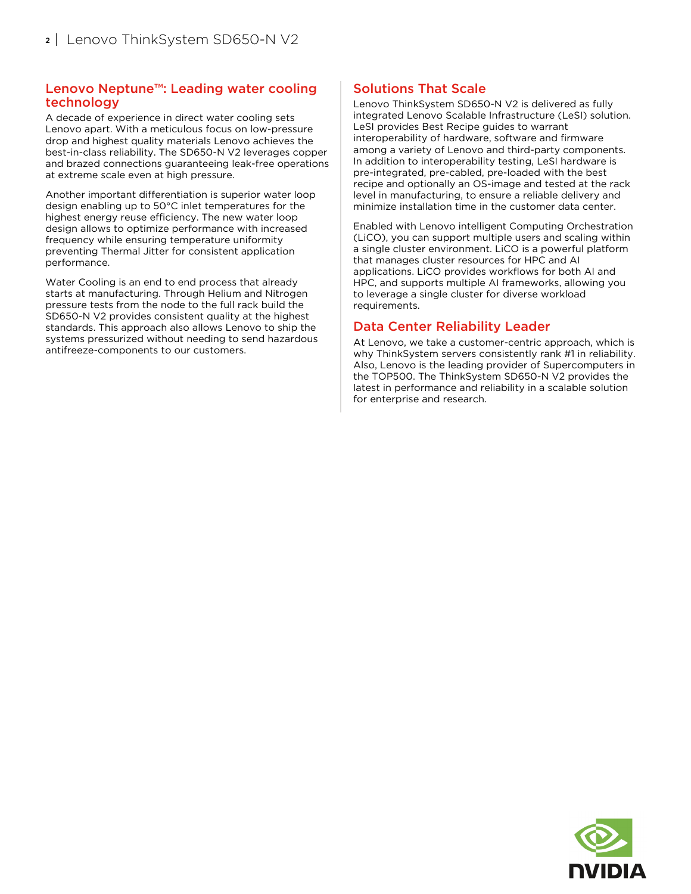## Lenovo Neptune™: Leading water cooling technology

A decade of experience in direct water cooling sets Lenovo apart. With a meticulous focus on low-pressure drop and highest quality materials Lenovo achieves the best-in-class reliability. The SD650-N V2 leverages copper and brazed connections guaranteeing leak-free operations at extreme scale even at high pressure.

Another important differentiation is superior water loop design enabling up to 50°C inlet temperatures for the highest energy reuse efficiency. The new water loop design allows to optimize performance with increased frequency while ensuring temperature uniformity preventing Thermal Jitter for consistent application performance.

Water Cooling is an end to end process that already starts at manufacturing. Through Helium and Nitrogen pressure tests from the node to the full rack build the SD650-N V2 provides consistent quality at the highest standards. This approach also allows Lenovo to ship the systems pressurized without needing to send hazardous antifreeze-components to our customers.

## Solutions That Scale

Lenovo ThinkSystem SD650-N V2 is delivered as fully integrated Lenovo Scalable Infrastructure (LeSI) solution. LeSI provides Best Recipe guides to warrant interoperability of hardware, software and firmware among a variety of Lenovo and third-party components. In addition to interoperability testing, LeSI hardware is pre-integrated, pre-cabled, pre-loaded with the best recipe and optionally an OS-image and tested at the rack level in manufacturing, to ensure a reliable delivery and minimize installation time in the customer data center.

Enabled with Lenovo intelligent Computing Orchestration (LiCO), you can support multiple users and scaling within a single cluster environment. LiCO is a powerful platform that manages cluster resources for HPC and AI applications. LiCO provides workflows for both AI and HPC, and supports multiple AI frameworks, allowing you to leverage a single cluster for diverse workload requirements.

## Data Center Reliability Leader

At Lenovo, we take a customer-centric approach, which is why ThinkSystem servers consistently rank #1 in reliability. Also, Lenovo is the leading provider of Supercomputers in the TOP500. The ThinkSystem SD650-N V2 provides the latest in performance and reliability in a scalable solution for enterprise and research.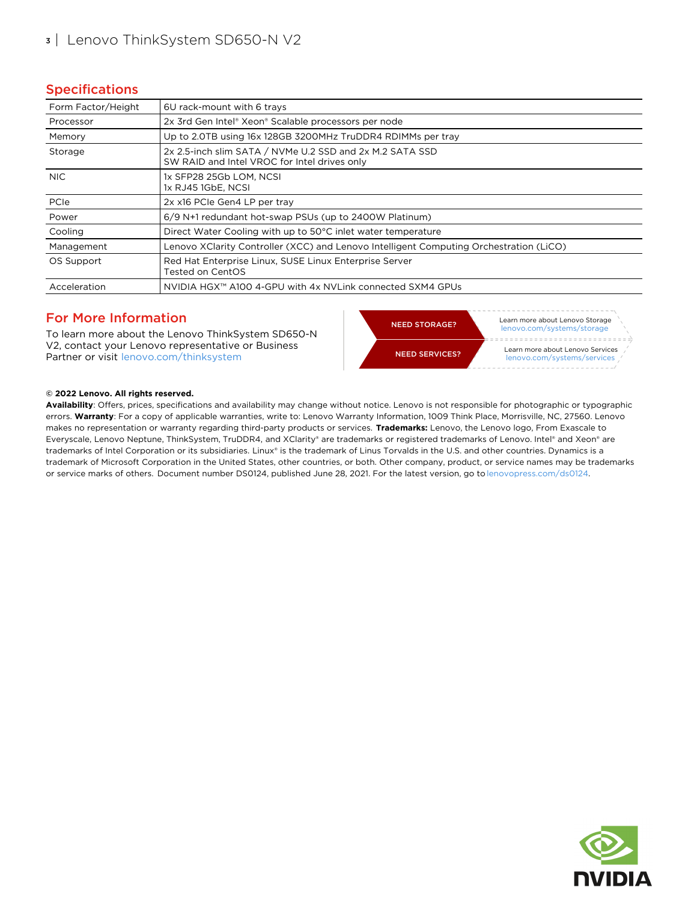## Specifications

| | |
|---|---|
| Form Factor/Height | 6U rack-mount with 6 trays |
| Processor | 2x 3rd Gen Intel® Xeon® Scalable processors per node |
| Memory | Up to 2.0TB using 16x 128GB 3200MHz TruDDR4 RDIMMs per tray |
| Storage | 2x 2.5-inch slim SATA / NVMe U.2 SSD and 2x M.2 SATA SSD<br>SW RAID and Intel VROC for Intel drives only |
| NIC | 1x SFP28 25Gb LOM, NCSI<br>1x RJ45 1GbE, NCSI |
| PCIe | 2x x16 PCIe Gen4 LP per tray |
| Power | 6/9 N+1 redundant hot-swap PSUs (up to 2400W Platinum) |
| Cooling | Direct Water Cooling with up to 50°C inlet water temperature |
| Management | Lenovo XClarity Controller (XCC) and Lenovo Intelligent Computing Orchestration (LiCO) |
| OS Support | Red Hat Enterprise Linux, SUSE Linux Enterprise Server<br>Tested on CentOS |
| Acceleration | NVIDIA HGX™ A100 4-GPU with 4x NVLink connected SXM4 GPUs |

## For More Information

To learn more about the Lenovo ThinkSystem SD650-N V2, contact your Lenovo representative or Business Partner or visit lenovo.com/thinksystem

**NEED STORAGE?** Learn more about Lenovo Storage lenovo.com/systems/storage

**NEED SERVICES?** Learn more about Lenovo Services lenovo.com/systems/services

**© 2022 Lenovo. All rights reserved.**

**Availability**: Offers, prices, specifications and availability may change without notice. Lenovo is not responsible for photographic or typographic errors. **Warranty**: For a copy of applicable warranties, write to: Lenovo Warranty Information, 1009 Think Place, Morrisville, NC, 27560. Lenovo makes no representation or warranty regarding third-party products or services. **Trademarks:** Lenovo, the Lenovo logo, From Exascale to Everyscale, Lenovo Neptune, ThinkSystem, TruDDR4, and XClarity® are trademarks or registered trademarks of Lenovo. Intel® and Xeon® are trademarks of Intel Corporation or its subsidiaries. Linux® is the trademark of Linus Torvalds in the U.S. and other countries. Dynamics is a trademark of Microsoft Corporation in the United States, other countries, or both. Other company, product, or service names may be trademarks or service marks of others. Document number DS0124, published June 28, 2021. For the latest version, go to lenovopress.com/ds0124.

NVIDIA